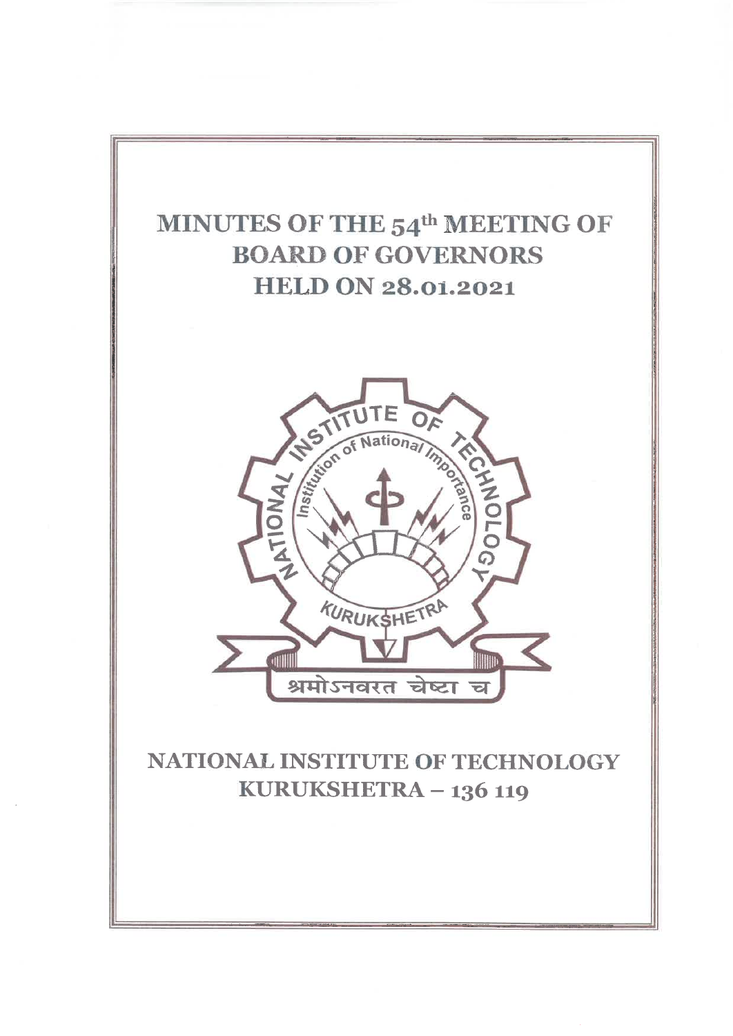# MINUTES OF THE 54th MEETING OF BOARD OF GOVERNORS HELD ON 28.01.2021

## NATIONAL INSTITUTE OF TECHNOLOGY KURUKSHETRA – 136 119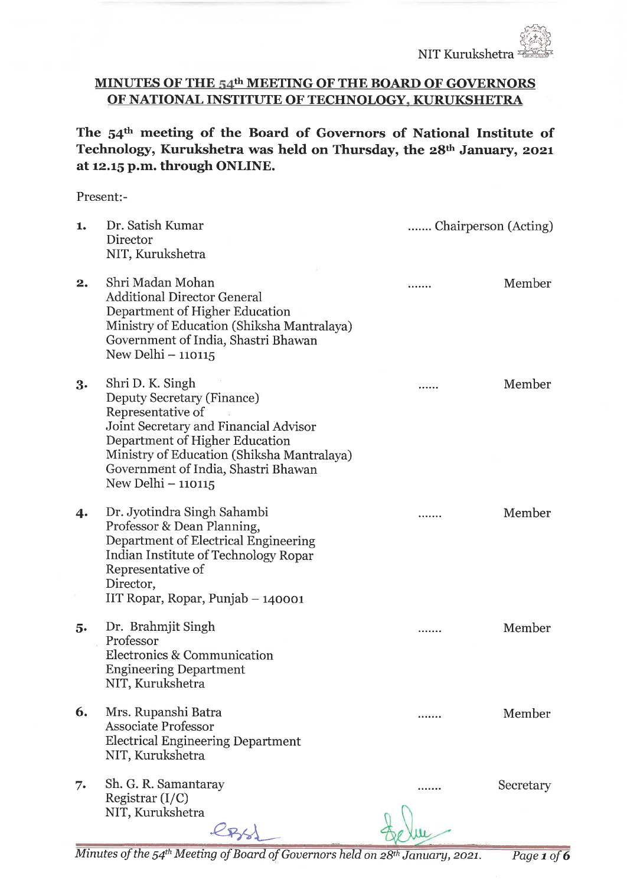## MINUTES OF THE 54th MEETING OF THE BOARD OF GOVERNORS OF NATIONAL INSTITUTE OF TECHNOLOGY, KURUKSHETRA

**The 54th meeting of the Board of Governors of National Institute of Technology, Kurukshetra was held on Thursday, the 28th January, 2021 at 12.15 p.m. through ONLINE.**

Present:-

| | | | |
|---|---|---|---|
| 1. | Dr. Satish Kumar<br>Director<br>NIT, Kurukshetra | ....... | Chairperson (Acting) |
| 2. | Shri Madan Mohan<br>Additional Director General<br>Department of Higher Education<br>Ministry of Education (Shiksha Mantralaya)<br>Government of India, Shastri Bhawan<br>New Delhi – 110115 | ....... | Member |
| 3. | Shri D. K. Singh<br>Deputy Secretary (Finance)<br>Representative of<br>Joint Secretary and Financial Advisor<br>Department of Higher Education<br>Ministry of Education (Shiksha Mantralaya)<br>Government of India, Shastri Bhawan<br>New Delhi – 110115 | ...... | Member |
| 4. | Dr. Jyotindra Singh Sahambi<br>Professor & Dean Planning,<br>Department of Electrical Engineering<br>Indian Institute of Technology Ropar<br>Representative of<br>Director,<br>IIT Ropar, Ropar, Punjab – 140001 | ....... | Member |
| 5. | Dr. Brahmjit Singh<br>Professor<br>Electronics & Communication<br>Engineering Department<br>NIT, Kurukshetra | ....... | Member |
| 6. | Mrs. Rupanshi Batra<br>Associate Professor<br>Electrical Engineering Department<br>NIT, Kurukshetra | ....... | Member |
| 7. | Sh. G. R. Samantaray<br>Registrar (I/C)<br>NIT, Kurukshetra | ....... | Secretary |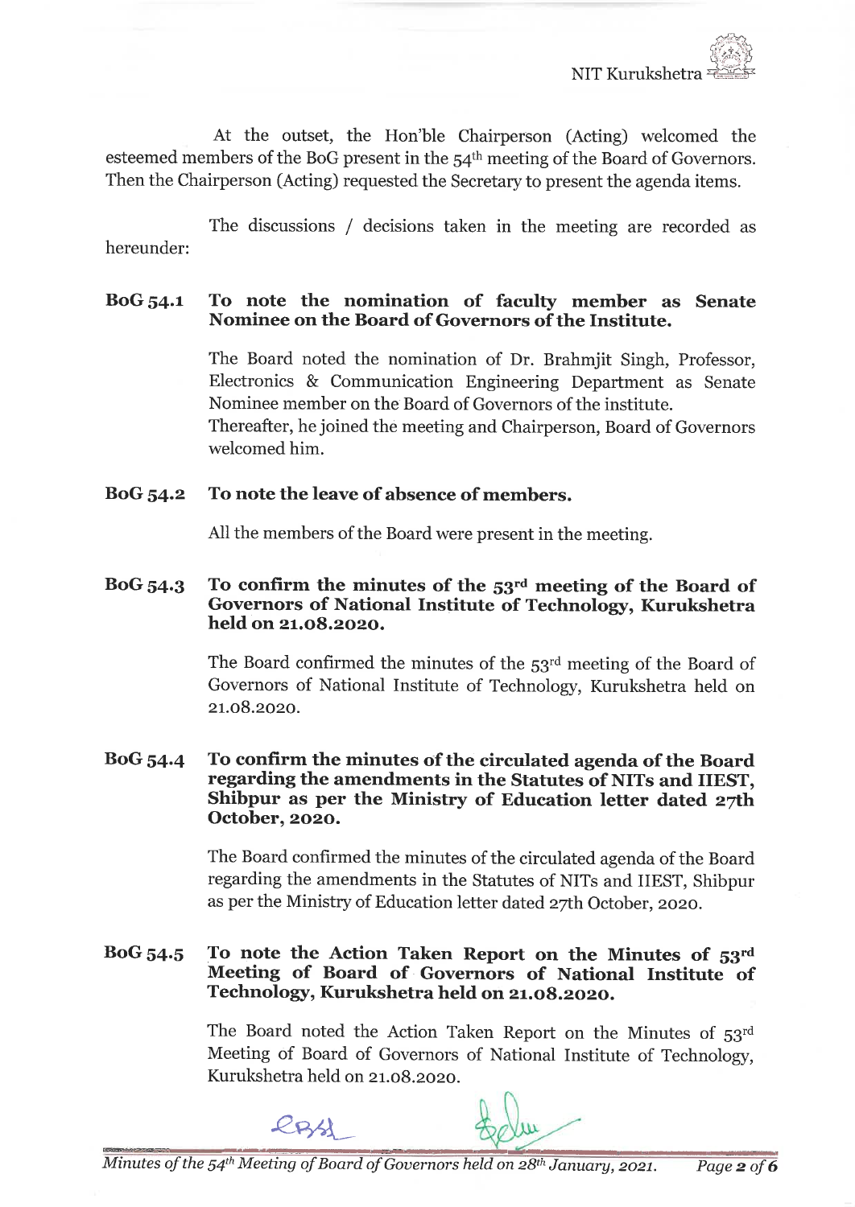At the outset, the Hon'ble Chairperson (Acting) welcomed the esteemed members of the BoG present in the 54th meeting of the Board of Governors. Then the Chairperson (Acting) requested the Secretary to present the agenda items.

The discussions / decisions taken in the meeting are recorded as hereunder:

**BoG 54.1 To note the nomination of faculty member as Senate Nominee on the Board of Governors of the Institute.**

The Board noted the nomination of Dr. Brahmjit Singh, Professor, Electronics & Communication Engineering Department as Senate Nominee member on the Board of Governors of the institute.
Thereafter, he joined the meeting and Chairperson, Board of Governors welcomed him.

**BoG 54.2 To note the leave of absence of members.**

All the members of the Board were present in the meeting.

**BoG 54.3 To confirm the minutes of the 53rd meeting of the Board of Governors of National Institute of Technology, Kurukshetra held on 21.08.2020.**

The Board confirmed the minutes of the 53rd meeting of the Board of Governors of National Institute of Technology, Kurukshetra held on 21.08.2020.

**BoG 54.4 To confirm the minutes of the circulated agenda of the Board regarding the amendments in the Statutes of NITs and IIEST, Shibpur as per the Ministry of Education letter dated 27th October, 2020.**

The Board confirmed the minutes of the circulated agenda of the Board regarding the amendments in the Statutes of NITs and IIEST, Shibpur as per the Ministry of Education letter dated 27th October, 2020.

**BoG 54.5 To note the Action Taken Report on the Minutes of 53rd Meeting of Board of Governors of National Institute of Technology, Kurukshetra held on 21.08.2020.**

The Board noted the Action Taken Report on the Minutes of 53rd Meeting of Board of Governors of National Institute of Technology, Kurukshetra held on 21.08.2020.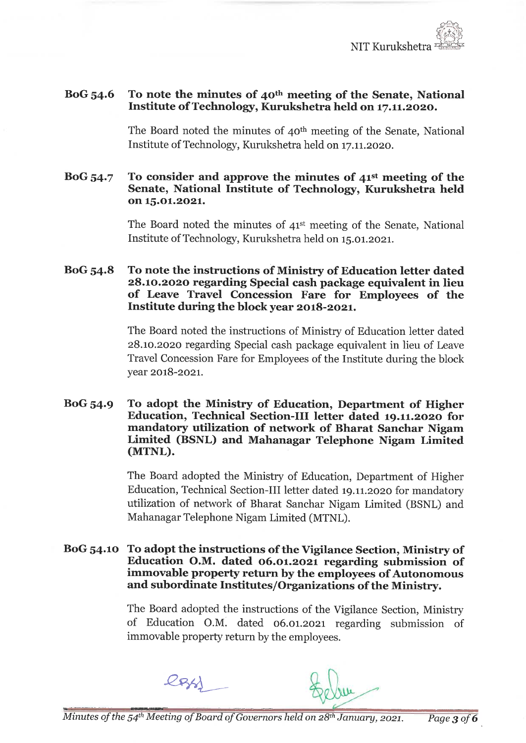**BoG 54.6 To note the minutes of 40th meeting of the Senate, National Institute of Technology, Kurukshetra held on 17.11.2020.**

The Board noted the minutes of 40th meeting of the Senate, National Institute of Technology, Kurukshetra held on 17.11.2020.

**BoG 54.7 To consider and approve the minutes of 41st meeting of the Senate, National Institute of Technology, Kurukshetra held on 15.01.2021.**

The Board noted the minutes of 41st meeting of the Senate, National Institute of Technology, Kurukshetra held on 15.01.2021.

**BoG 54.8 To note the instructions of Ministry of Education letter dated 28.10.2020 regarding Special cash package equivalent in lieu of Leave Travel Concession Fare for Employees of the Institute during the block year 2018-2021.**

The Board noted the instructions of Ministry of Education letter dated 28.10.2020 regarding Special cash package equivalent in lieu of Leave Travel Concession Fare for Employees of the Institute during the block year 2018-2021.

**BoG 54.9 To adopt the Ministry of Education, Department of Higher Education, Technical Section-III letter dated 19.11.2020 for mandatory utilization of network of Bharat Sanchar Nigam Limited (BSNL) and Mahanagar Telephone Nigam Limited (MTNL).**

The Board adopted the Ministry of Education, Department of Higher Education, Technical Section-III letter dated 19.11.2020 for mandatory utilization of network of Bharat Sanchar Nigam Limited (BSNL) and Mahanagar Telephone Nigam Limited (MTNL).

**BoG 54.10 To adopt the instructions of the Vigilance Section, Ministry of Education O.M. dated 06.01.2021 regarding submission of immovable property return by the employees of Autonomous and subordinate Institutes/Organizations of the Ministry.**

The Board adopted the instructions of the Vigilance Section, Ministry of Education O.M. dated 06.01.2021 regarding submission of immovable property return by the employees.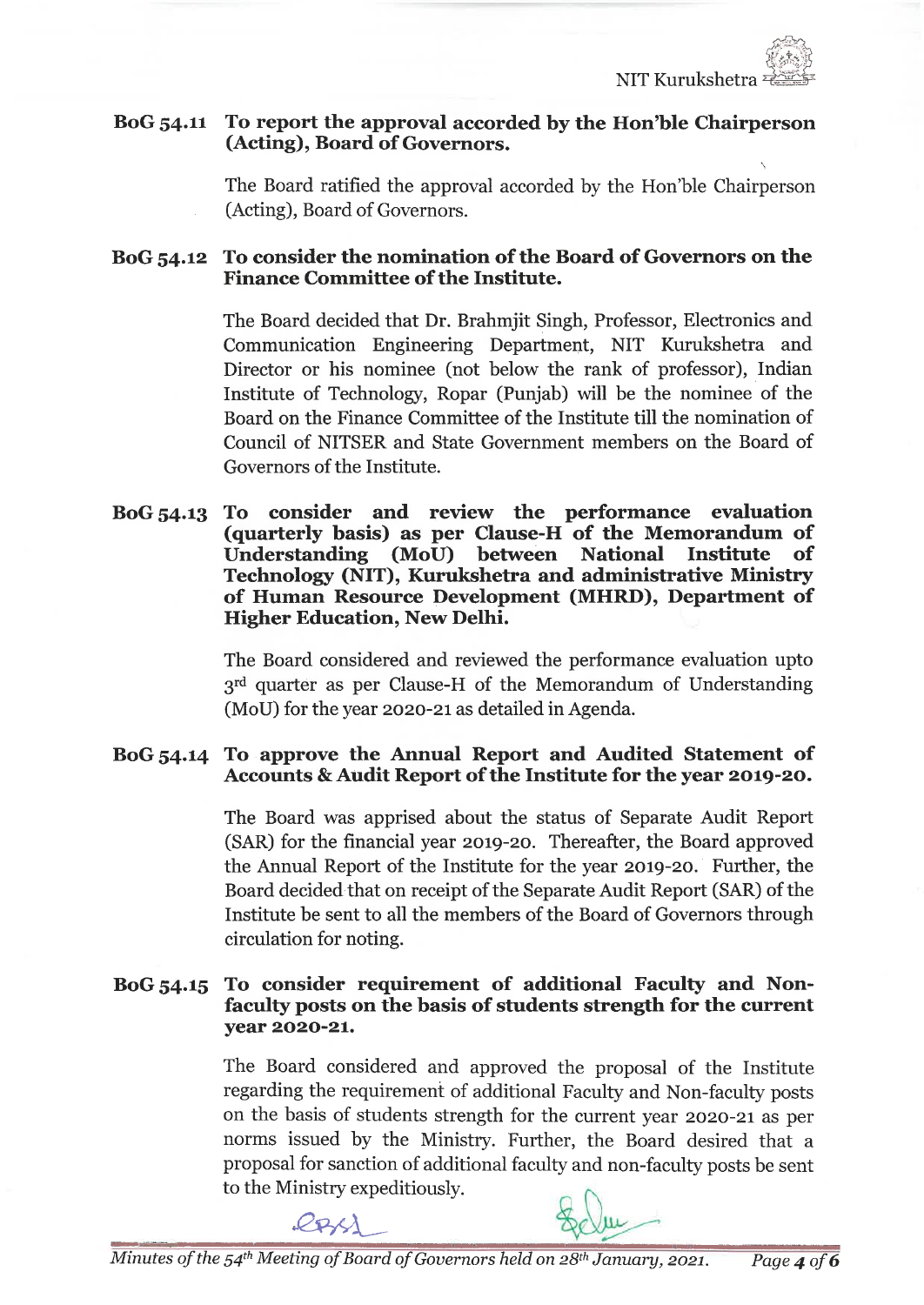**BoG 54.11 To report the approval accorded by the Hon'ble Chairperson (Acting), Board of Governors.**

The Board ratified the approval accorded by the Hon'ble Chairperson (Acting), Board of Governors.

**BoG 54.12 To consider the nomination of the Board of Governors on the Finance Committee of the Institute.**

The Board decided that Dr. Brahmjit Singh, Professor, Electronics and Communication Engineering Department, NIT Kurukshetra and Director or his nominee (not below the rank of professor), Indian Institute of Technology, Ropar (Punjab) will be the nominee of the Board on the Finance Committee of the Institute till the nomination of Council of NITSER and State Government members on the Board of Governors of the Institute.

**BoG 54.13 To consider and review the performance evaluation (quarterly basis) as per Clause-H of the Memorandum of Understanding (MoU) between National Institute of Technology (NIT), Kurukshetra and administrative Ministry of Human Resource Development (MHRD), Department of Higher Education, New Delhi.**

The Board considered and reviewed the performance evaluation upto 3rd quarter as per Clause-H of the Memorandum of Understanding (MoU) for the year 2020-21 as detailed in Agenda.

**BoG 54.14 To approve the Annual Report and Audited Statement of Accounts & Audit Report of the Institute for the year 2019-20.**

The Board was apprised about the status of Separate Audit Report (SAR) for the financial year 2019-20. Thereafter, the Board approved the Annual Report of the Institute for the year 2019-20. Further, the Board decided that on receipt of the Separate Audit Report (SAR) of the Institute be sent to all the members of the Board of Governors through circulation for noting.

**BoG 54.15 To consider requirement of additional Faculty and Non-faculty posts on the basis of students strength for the current year 2020-21.**

The Board considered and approved the proposal of the Institute regarding the requirement of additional Faculty and Non-faculty posts on the basis of students strength for the current year 2020-21 as per norms issued by the Ministry. Further, the Board desired that a proposal for sanction of additional faculty and non-faculty posts be sent to the Ministry expeditiously.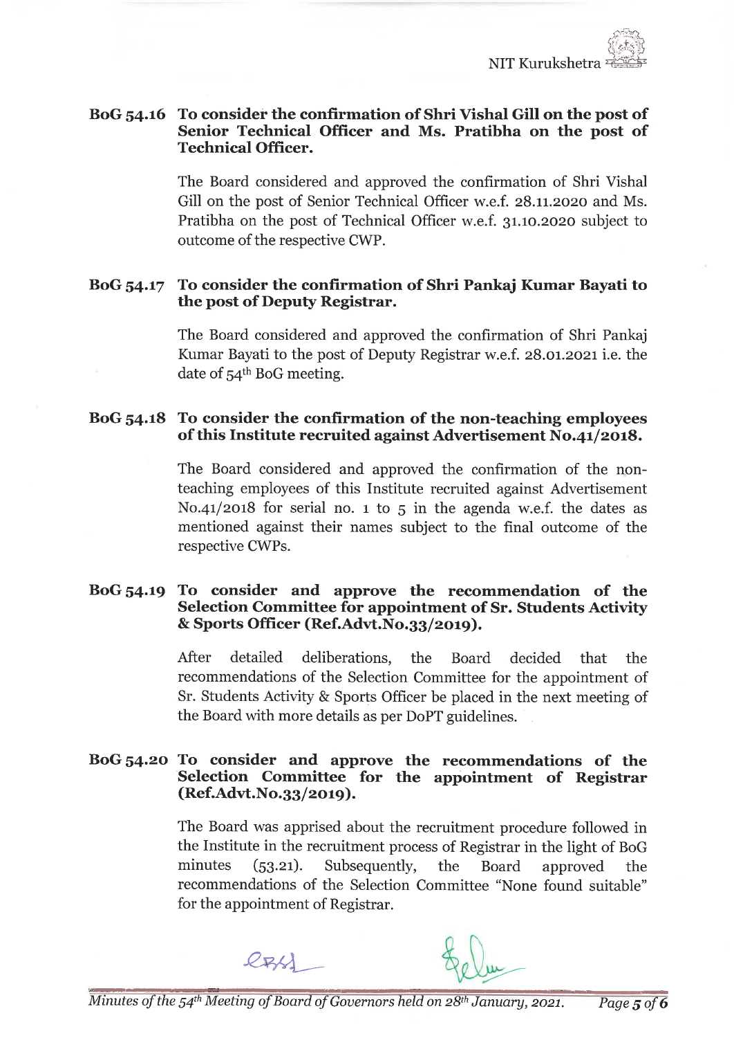### BoG 54.16 To consider the confirmation of Shri Vishal Gill on the post of Senior Technical Officer and Ms. Pratibha on the post of Technical Officer.

The Board considered and approved the confirmation of Shri Vishal Gill on the post of Senior Technical Officer w.e.f. 28.11.2020 and Ms. Pratibha on the post of Technical Officer w.e.f. 31.10.2020 subject to outcome of the respective CWP.

### BoG 54.17 To consider the confirmation of Shri Pankaj Kumar Bayati to the post of Deputy Registrar.

The Board considered and approved the confirmation of Shri Pankaj Kumar Bayati to the post of Deputy Registrar w.e.f. 28.01.2021 i.e. the date of 54th BoG meeting.

### BoG 54.18 To consider the confirmation of the non-teaching employees of this Institute recruited against Advertisement No.41/2018.

The Board considered and approved the confirmation of the non-teaching employees of this Institute recruited against Advertisement No.41/2018 for serial no. 1 to 5 in the agenda w.e.f. the dates as mentioned against their names subject to the final outcome of the respective CWPs.

### BoG 54.19 To consider and approve the recommendation of the Selection Committee for appointment of Sr. Students Activity & Sports Officer (Ref.Advt.No.33/2019).

After detailed deliberations, the Board decided that the recommendations of the Selection Committee for the appointment of Sr. Students Activity & Sports Officer be placed in the next meeting of the Board with more details as per DoPT guidelines.

### BoG 54.20 To consider and approve the recommendations of the Selection Committee for the appointment of Registrar (Ref.Advt.No.33/2019).

The Board was apprised about the recruitment procedure followed in the Institute in the recruitment process of Registrar in the light of BoG minutes (53.21). Subsequently, the Board approved the recommendations of the Selection Committee "None found suitable" for the appointment of Registrar.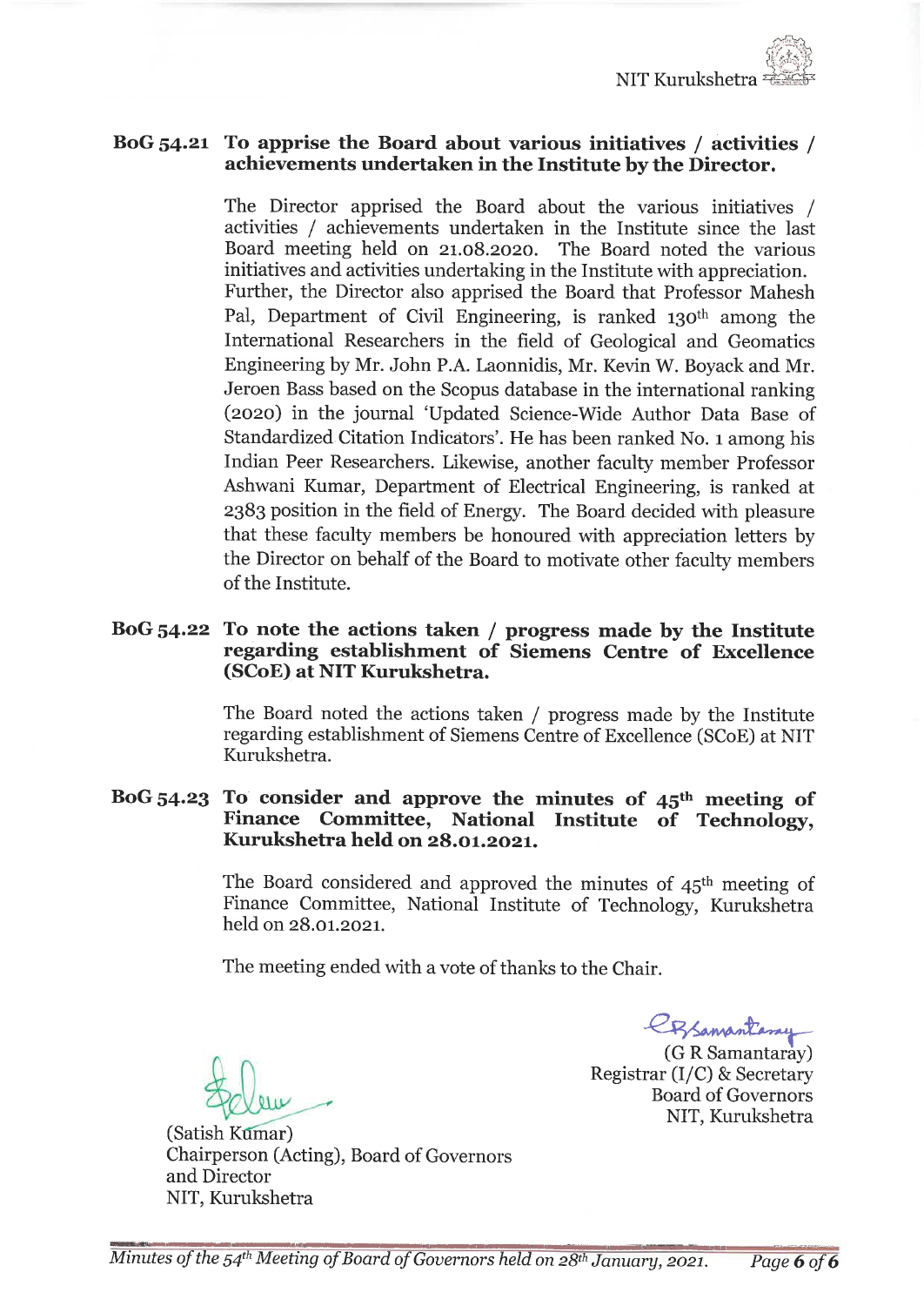**BoG 54.21 To apprise the Board about various initiatives / activities / achievements undertaken in the Institute by the Director.**

The Director apprised the Board about the various initiatives / activities / achievements undertaken in the Institute since the last Board meeting held on 21.08.2020. The Board noted the various initiatives and activities undertaking in the Institute with appreciation. Further, the Director also apprised the Board that Professor Mahesh Pal, Department of Civil Engineering, is ranked 130th among the International Researchers in the field of Geological and Geomatics Engineering by Mr. John P.A. Laonnidis, Mr. Kevin W. Boyack and Mr. Jeroen Bass based on the Scopus database in the international ranking (2020) in the journal 'Updated Science-Wide Author Data Base of Standardized Citation Indicators'. He has been ranked No. 1 among his Indian Peer Researchers. Likewise, another faculty member Professor Ashwani Kumar, Department of Electrical Engineering, is ranked at 2383 position in the field of Energy. The Board decided with pleasure that these faculty members be honoured with appreciation letters by the Director on behalf of the Board to motivate other faculty members of the Institute.

**BoG 54.22 To note the actions taken / progress made by the Institute regarding establishment of Siemens Centre of Excellence (SCoE) at NIT Kurukshetra.**

The Board noted the actions taken / progress made by the Institute regarding establishment of Siemens Centre of Excellence (SCoE) at NIT Kurukshetra.

**BoG 54.23 To consider and approve the minutes of 45th meeting of Finance Committee, National Institute of Technology, Kurukshetra held on 28.01.2021.**

The Board considered and approved the minutes of 45th meeting of Finance Committee, National Institute of Technology, Kurukshetra held on 28.01.2021.

The meeting ended with a vote of thanks to the Chair.

(G R Samantaray)
Registrar (I/C) & Secretary
Board of Governors
NIT, Kurukshetra

(Satish Kumar)
Chairperson (Acting), Board of Governors
and Director
NIT, Kurukshetra